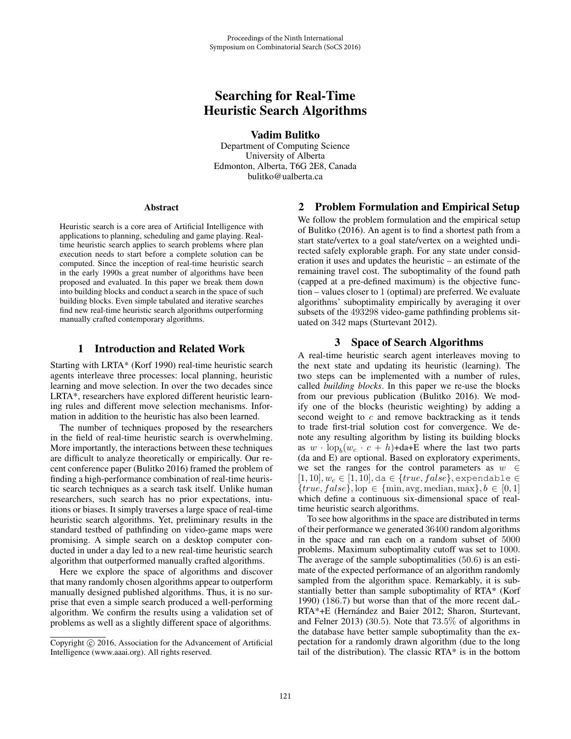# Searching for Real-Time Heuristic Search Algorithms

**Vadim Bulitko**

Department of Computing Science
University of Alberta
Edmonton, Alberta, T6G 2E8, Canada
bulitko@ualberta.ca

### Abstract

Heuristic search is a core area of Artificial Intelligence with applications to planning, scheduling and game playing. Real-time heuristic search applies to search problems where plan execution needs to start before a complete solution can be computed. Since the inception of real-time heuristic search in the early 1990s a great number of algorithms have been proposed and evaluated. In this paper we break them down into building blocks and conduct a search in the space of such building blocks. Even simple tabulated and iterative searches find new real-time heuristic search algorithms outperforming manually crafted contemporary algorithms.

## 1 Introduction and Related Work

Starting with LRTA* (Korf 1990) real-time heuristic search agents interleave three processes: local planning, heuristic learning and move selection. In over the two decades since LRTA*, researchers have explored different heuristic learning rules and different move selection mechanisms. Information in addition to the heuristic has also been learned.

The number of techniques proposed by the researchers in the field of real-time heuristic search is overwhelming. More importantly, the interactions between these techniques are difficult to analyze theoretically or empirically. Our recent conference paper (Bulitko 2016) framed the problem of finding a high-performance combination of real-time heuristic search techniques as a search task itself. Unlike human researchers, such search has no prior expectations, intuitions or biases. It simply traverses a large space of real-time heuristic search algorithms. Yet, preliminary results in the standard testbed of pathfinding on video-game maps were promising. A simple search on a desktop computer conducted in under a day led to a new real-time heuristic search algorithm that outperformed manually crafted algorithms.

Here we explore the space of algorithms and discover that many randomly chosen algorithms appear to outperform manually designed published algorithms. Thus, it is no surprise that even a simple search produced a well-performing algorithm. We confirm the results using a validation set of problems as well as a slightly different space of algorithms.

Copyright © 2016, Association for the Advancement of Artificial Intelligence (www.aaai.org). All rights reserved.

## 2 Problem Formulation and Empirical Setup

We follow the problem formulation and the empirical setup of Bulitko (2016). An agent is to find a shortest path from a start state/vertex to a goal state/vertex on a weighted undirected safely explorable graph. For any state under consideration it uses and updates the heuristic – an estimate of the remaining travel cost. The suboptimality of the found path (capped at a pre-defined maximum) is the objective function – values closer to 1 (optimal) are preferred. We evaluate algorithms' suboptimality empirically by averaging it over subsets of the 493298 video-game pathfinding problems situated on 342 maps (Sturtevant 2012).

## 3 Space of Search Algorithms

A real-time heuristic search agent interleaves moving to the next state and updating its heuristic (learning). The two steps can be implemented with a number of rules, called *building blocks*. In this paper we re-use the blocks from our previous publication (Bulitko 2016). We modify one of the blocks (heuristic weighting) by adding a second weight to $c$ and remove backtracking as it tends to trade first-trial solution cost for convergence. We denote any resulting algorithm by listing its building blocks as $w \cdot \text{lop}_b(w_c \cdot c + h)$+da+E where the last two parts (da and E) are optional. Based on exploratory experiments, we set the ranges for the control parameters as $w \in [1, 10], w_c \in [1, 10], \texttt{da} \in \{true, false\}, \texttt{expendable} \in \{true, false\}, \text{lop} \in \{\min, \text{avg}, \text{median}, \max\}, b \in [0, 1]$ which define a continuous six-dimensional space of real-time heuristic search algorithms.

To see how algorithms in the space are distributed in terms of their performance we generated 36400 random algorithms in the space and ran each on a random subset of 5000 problems. Maximum suboptimality cutoff was set to 1000. The average of the sample suboptimalities (50.6) is an estimate of the expected performance of an algorithm randomly sampled from the algorithm space. Remarkably, it is substantially better than sample suboptimality of RTA* (Korf 1990) (186.7) but worse than that of the more recent daLRTA*+E (Hernández and Baier 2012; Sharon, Sturtevant, and Felner 2013) (30.5). Note that 73.5% of algorithms in the database have better sample suboptimality than the expectation for a randomly drawn algorithm (due to the long tail of the distribution). The classic RTA* is in the bottom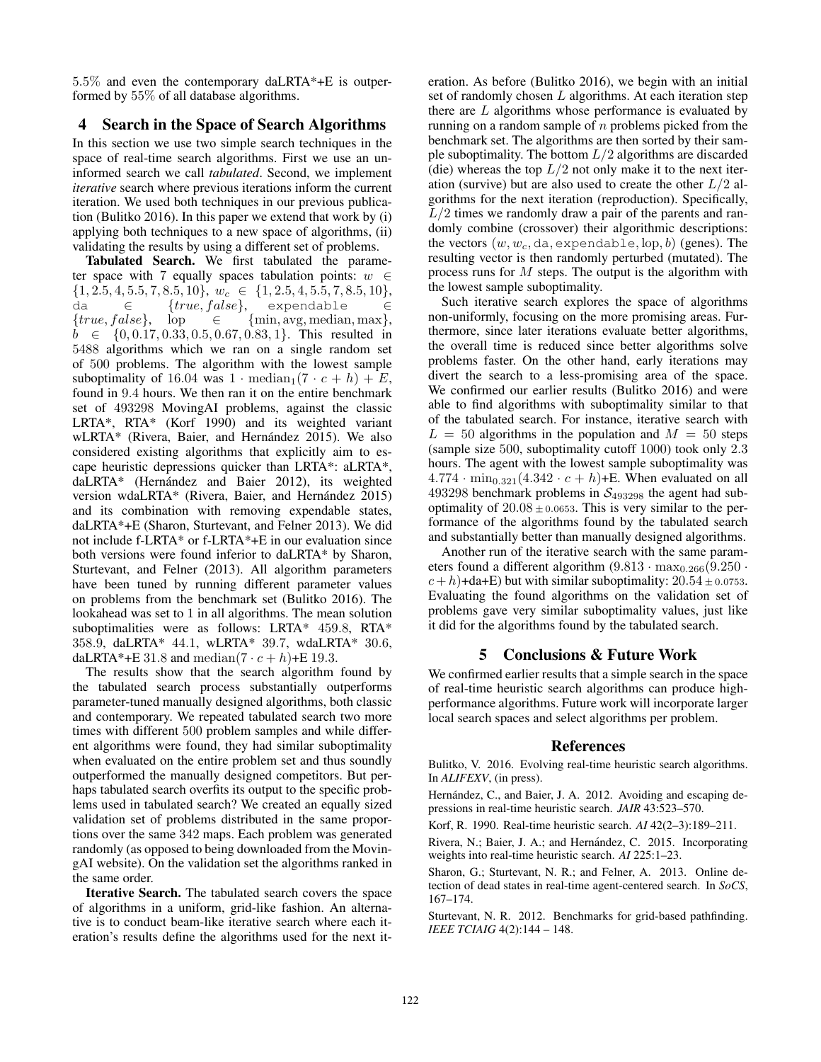$5.5\%$ and even the contemporary daLRTA*+E is outperformed by $55\%$ of all database algorithms.

## 4 Search in the Space of Search Algorithms

In this section we use two simple search techniques in the space of real-time search algorithms. First we use an uninformed search we call *tabulated*. Second, we implement *iterative* search where previous iterations inform the current iteration. We used both techniques in our previous publication (Bulitko 2016). In this paper we extend that work by (i) applying both techniques to a new space of algorithms, (ii) validating the results by using a different set of problems.

**Tabulated Search.** We first tabulated the parameter space with 7 equally spaces tabulation points: $w \in \{1, 2.5, 4, 5.5, 7, 8.5, 10\}$, $w_c \in \{1, 2.5, 4, 5.5, 7, 8.5, 10\}$, $\mathtt{da} \in \{true, false\}$, $\mathtt{expendable} \in \{true, false\}$, $\mathrm{lop} \in \{\min, \mathrm{avg}, \mathrm{median}, \max\}$, $b \in \{0, 0.17, 0.33, 0.5, 0.67, 0.83, 1\}$. This resulted in 5488 algorithms which we ran on a single random set of 500 problems. The algorithm with the lowest sample suboptimality of 16.04 was $1 \cdot \mathrm{median}_1(7 \cdot c + h) + E$, found in 9.4 hours. We then ran it on the entire benchmark set of 493298 MovingAI problems, against the classic LRTA*, RTA* (Korf 1990) and its weighted variant wLRTA* (Rivera, Baier, and Hernández 2015). We also considered existing algorithms that explicitly aim to escape heuristic depressions quicker than LRTA*: aLRTA*, daLRTA* (Hernández and Baier 2012), its weighted version wdaLRTA* (Rivera, Baier, and Hernández 2015) and its combination with removing expendable states, daLRTA*+E (Sharon, Sturtevant, and Felner 2013). We did not include f-LRTA* or f-LRTA*+E in our evaluation since both versions were found inferior to daLRTA* by Sharon, Sturtevant, and Felner (2013). All algorithm parameters have been tuned by running different parameter values on problems from the benchmark set (Bulitko 2016). The lookahead was set to 1 in all algorithms. The mean solution suboptimalities were as follows: LRTA* 459.8, RTA* 358.9, daLRTA* 44.1, wLRTA* 39.7, wdaLRTA* 30.6, daLRTA*+E 31.8 and $\mathrm{median}(7 \cdot c + h)$+E 19.3.

The results show that the search algorithm found by the tabulated search process substantially outperforms parameter-tuned manually designed algorithms, both classic and contemporary. We repeated tabulated search two more times with different 500 problem samples and while different algorithms were found, they had similar suboptimality when evaluated on the entire problem set and thus soundly outperformed the manually designed competitors. But perhaps tabulated search overfits its output to the specific problems used in tabulated search? We created an equally sized validation set of problems distributed in the same proportions over the same 342 maps. Each problem was generated randomly (as opposed to being downloaded from the MovingAI website). On the validation set the algorithms ranked in the same order.

**Iterative Search.** The tabulated search covers the space of algorithms in a uniform, grid-like fashion. An alternative is to conduct beam-like iterative search where each iteration's results define the algorithms used for the next iteration. As before (Bulitko 2016), we begin with an initial set of randomly chosen $L$ algorithms. At each iteration step there are $L$ algorithms whose performance is evaluated by running on a random sample of $n$ problems picked from the benchmark set. The algorithms are then sorted by their sample suboptimality. The bottom $L/2$ algorithms are discarded (die) whereas the top $L/2$ not only make it to the next iteration (survive) but are also used to create the other $L/2$ algorithms for the next iteration (reproduction). Specifically, $L/2$ times we randomly draw a pair of the parents and randomly combine (crossover) their algorithmic descriptions: the vectors $(w, w_c, \mathtt{da}, \mathtt{expendable}, \mathrm{lop}, b)$ (genes). The resulting vector is then randomly perturbed (mutated). The process runs for $M$ steps. The output is the algorithm with the lowest sample suboptimality.

Such iterative search explores the space of algorithms non-uniformly, focusing on the more promising areas. Furthermore, since later iterations evaluate better algorithms, the overall time is reduced since better algorithms solve problems faster. On the other hand, early iterations may divert the search to a less-promising area of the space. We confirmed our earlier results (Bulitko 2016) and were able to find algorithms with suboptimality similar to that of the tabulated search. For instance, iterative search with $L = 50$ algorithms in the population and $M = 50$ steps (sample size 500, suboptimality cutoff 1000) took only 2.3 hours. The agent with the lowest sample suboptimality was $4.774 \cdot \min_{0.321}(4.342 \cdot c + h)$+E. When evaluated on all 493298 benchmark problems in $\mathcal{S}_{493298}$ the agent had suboptimality of $20.08 \pm 0.0653$. This is very similar to the performance of the algorithms found by the tabulated search and substantially better than manually designed algorithms.

Another run of the iterative search with the same parameters found a different algorithm ($9.813 \cdot \max_{0.266}(9.250 \cdot c + h)$+da+E) but with similar suboptimality: $20.54 \pm 0.0753$. Evaluating the found algorithms on the validation set of problems gave very similar suboptimality values, just like it did for the algorithms found by the tabulated search.

## 5 Conclusions & Future Work

We confirmed earlier results that a simple search in the space of real-time heuristic search algorithms can produce high-performance algorithms. Future work will incorporate larger local search spaces and select algorithms per problem.

## References

Bulitko, V. 2016. Evolving real-time heuristic search algorithms. In *ALIFEXV*, (in press).

Hernández, C., and Baier, J. A. 2012. Avoiding and escaping depressions in real-time heuristic search. *JAIR* 43:523–570.

Korf, R. 1990. Real-time heuristic search. *AI* 42(2–3):189–211.

Rivera, N.; Baier, J. A.; and Hernández, C. 2015. Incorporating weights into real-time heuristic search. *AI* 225:1–23.

Sharon, G.; Sturtevant, N. R.; and Felner, A. 2013. Online detection of dead states in real-time agent-centered search. In *SoCS*, 167–174.

Sturtevant, N. R. 2012. Benchmarks for grid-based pathfinding. *IEEE TCIAIG* 4(2):144 – 148.